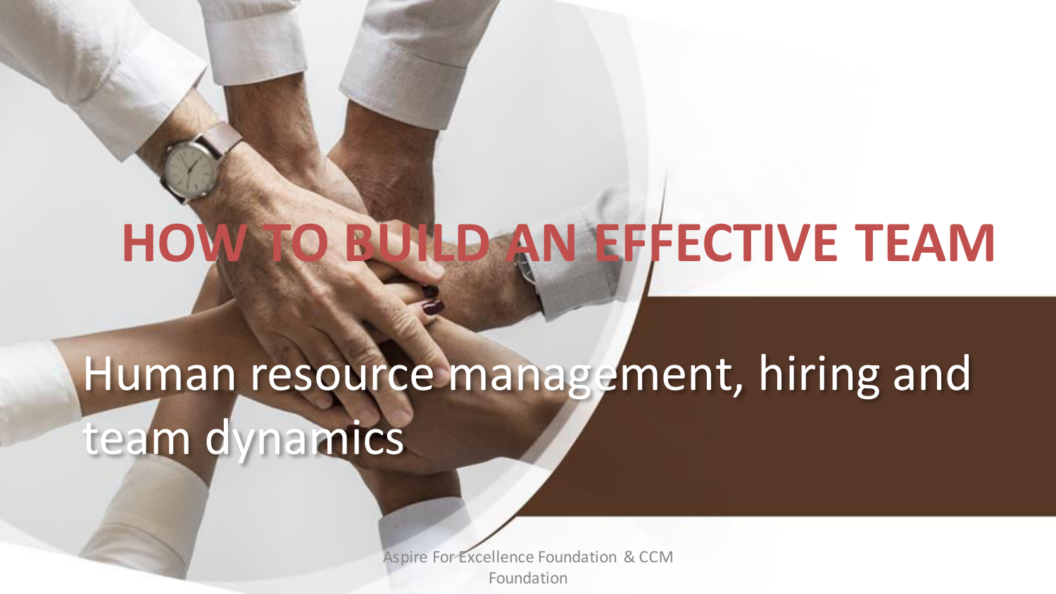# HOW TO BUILD AN EFFECTIVE TEAM

Human resource management, hiring and team dynamics

Aspire For Excellence Foundation & CCM Foundation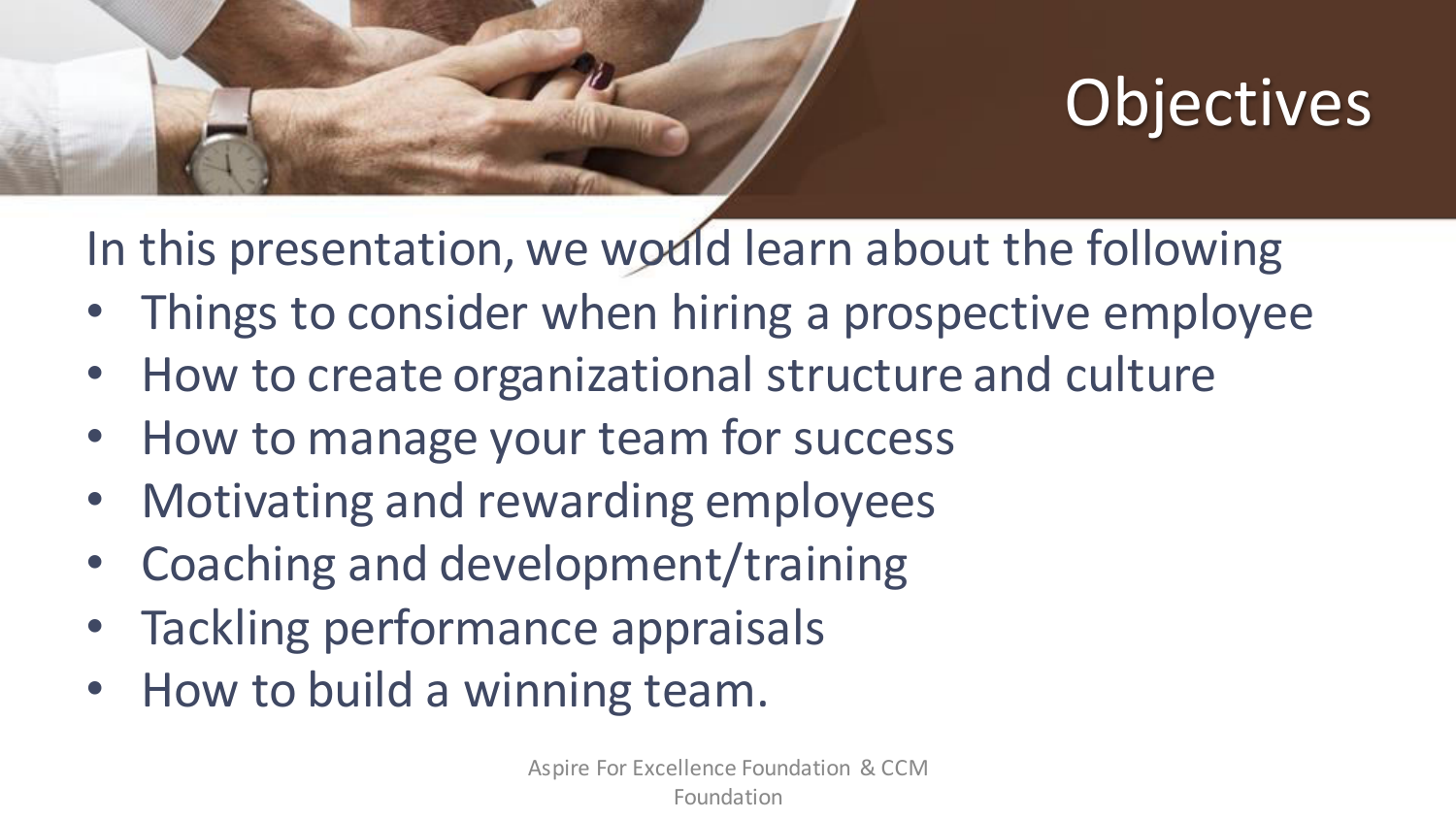# Objectives

In this presentation, we would learn about the following

- Things to consider when hiring a prospective employee
- How to create organizational structure and culture
- How to manage your team for success
- Motivating and rewarding employees
- Coaching and development/training
- Tackling performance appraisals
- How to build a winning team.

Aspire For Excellence Foundation & CCM Foundation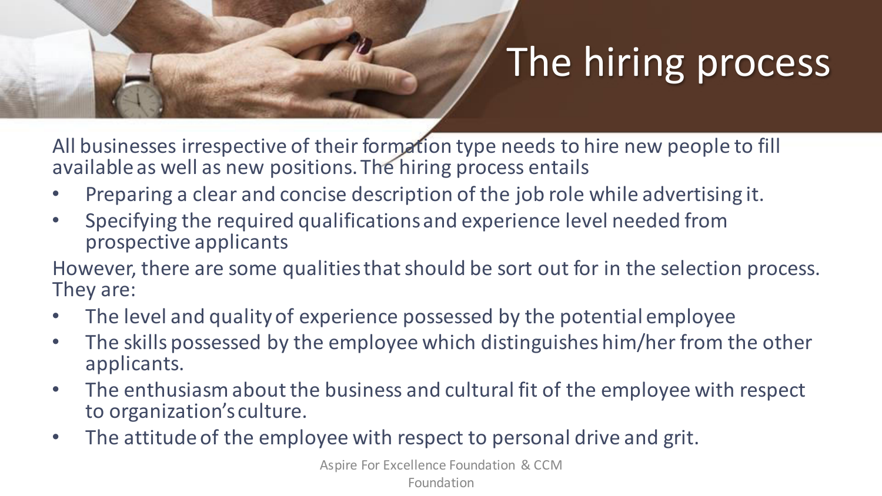# The hiring process

All businesses irrespective of their formation type needs to hire new people to fill available as well as new positions. The hiring process entails

- Preparing a clear and concise description of the job role while advertising it.
- Specifying the required qualifications and experience level needed from prospective applicants

However, there are some qualities that should be sort out for in the selection process. They are:

- The level and quality of experience possessed by the potential employee
- The skills possessed by the employee which distinguishes him/her from the other applicants.
- The enthusiasm about the business and cultural fit of the employee with respect to organization's culture.
- The attitude of the employee with respect to personal drive and grit.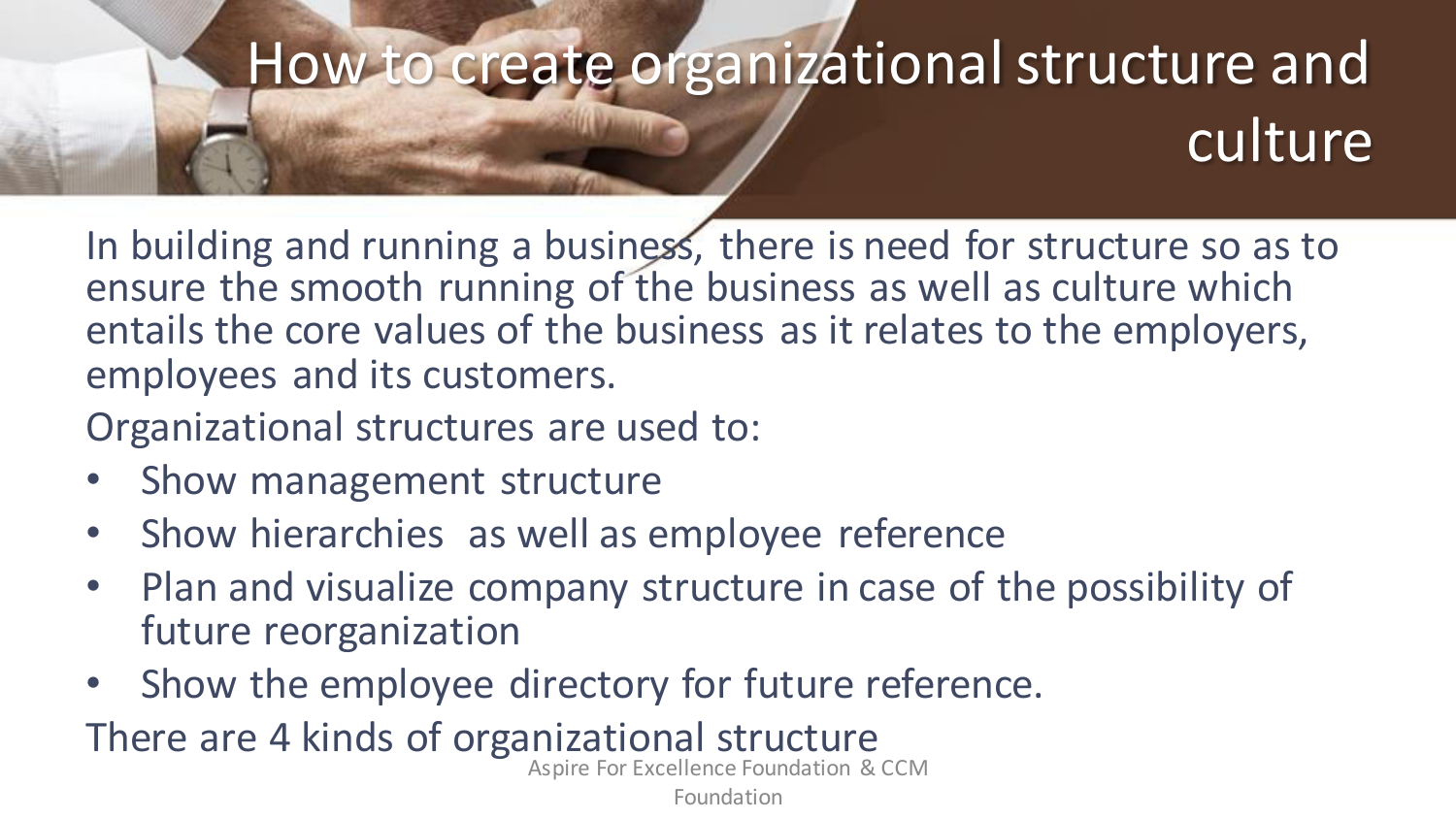# How to create organizational structure and culture

In building and running a business, there is need for structure so as to ensure the smooth running of the business as well as culture which entails the core values of the business as it relates to the employers, employees and its customers.

Organizational structures are used to:

- Show management structure
- Show hierarchies as well as employee reference
- Plan and visualize company structure in case of the possibility of future reorganization
- Show the employee directory for future reference.

There are 4 kinds of organizational structure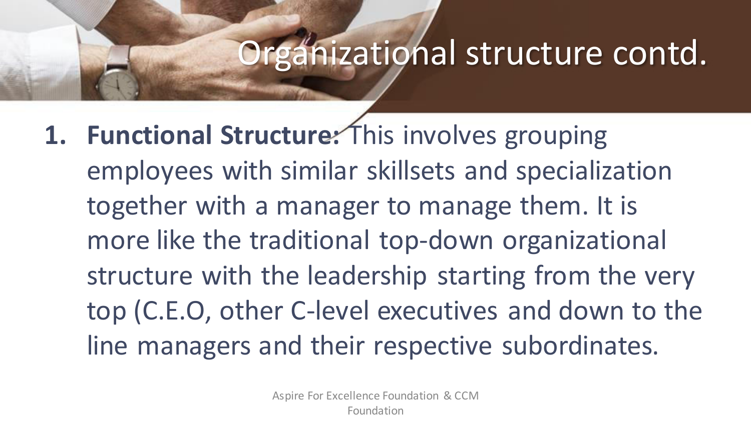# Organizational structure contd.

1. **Functional Structure:** This involves grouping employees with similar skillsets and specialization together with a manager to manage them. It is more like the traditional top-down organizational structure with the leadership starting from the very top (C.E.O, other C-level executives and down to the line managers and their respective subordinates.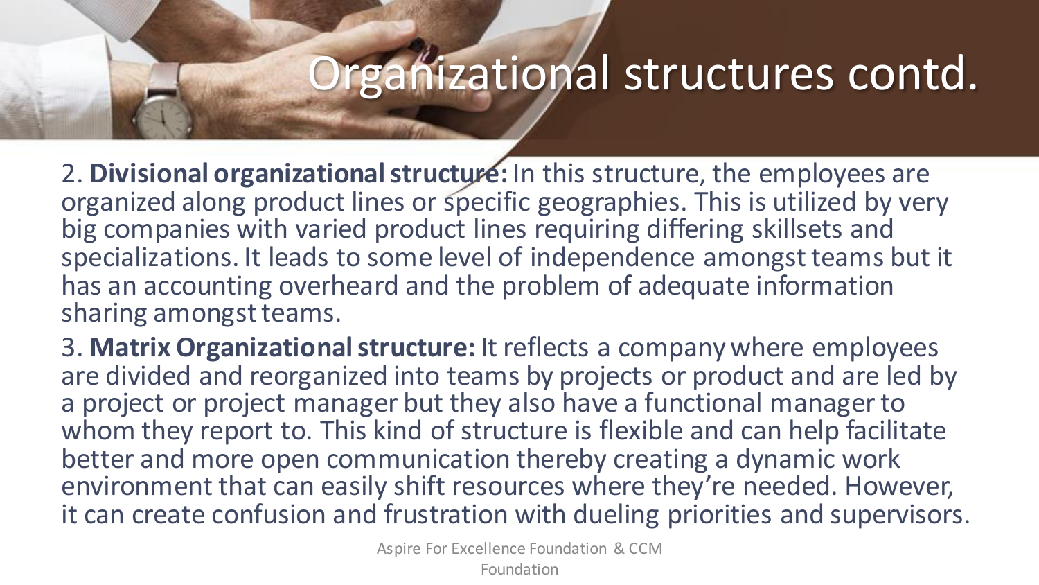# Organizational structures contd.

2. **Divisional organizational structure:** In this structure, the employees are organized along product lines or specific geographies. This is utilized by very big companies with varied product lines requiring differing skillsets and specializations. It leads to some level of independence amongst teams but it has an accounting overheard and the problem of adequate information sharing amongst teams.

3. **Matrix Organizational structure:** It reflects a company where employees are divided and reorganized into teams by projects or product and are led by a project or project manager but they also have a functional manager to whom they report to. This kind of structure is flexible and can help facilitate better and more open communication thereby creating a dynamic work environment that can easily shift resources where they're needed. However, it can create confusion and frustration with dueling priorities and supervisors.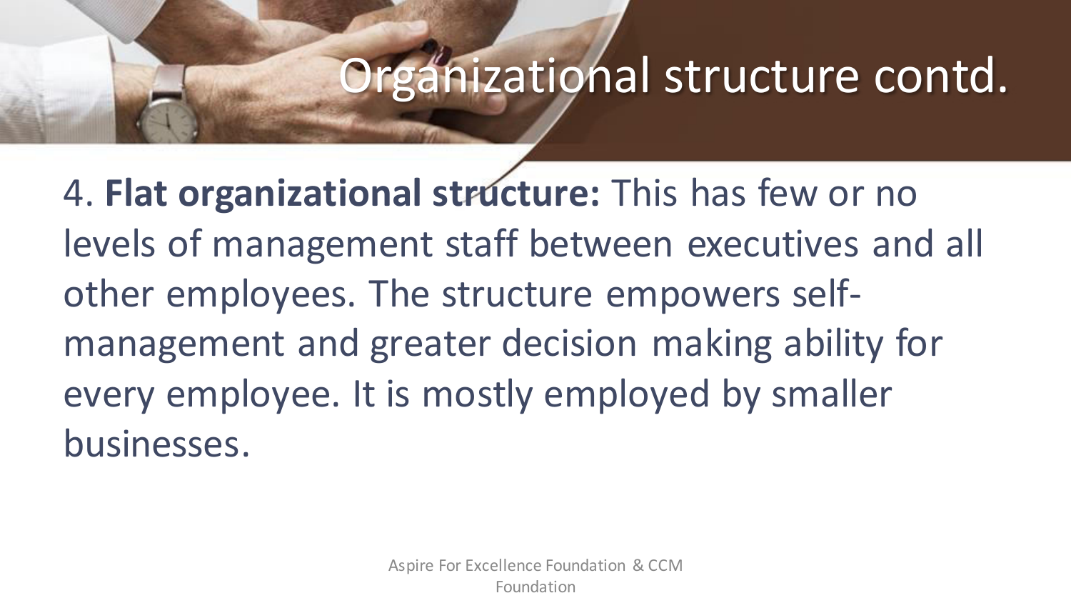# Organizational structure contd.

4. **Flat organizational structure:** This has few or no levels of management staff between executives and all other employees. The structure empowers self-management and greater decision making ability for every employee. It is mostly employed by smaller businesses.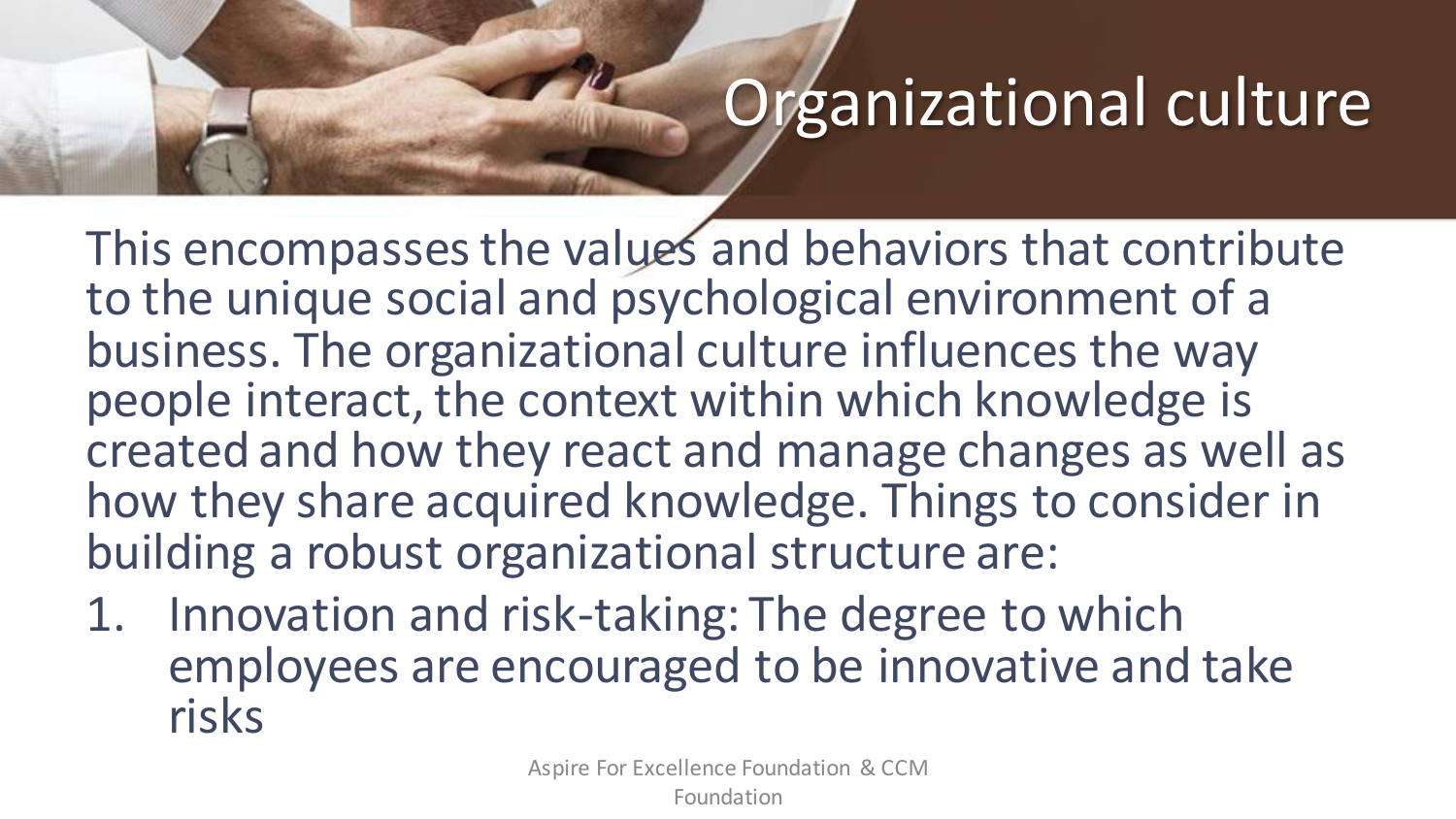# Organizational culture

This encompasses the values and behaviors that contribute to the unique social and psychological environment of a business. The organizational culture influences the way people interact, the context within which knowledge is created and how they react and manage changes as well as how they share acquired knowledge. Things to consider in building a robust organizational structure are:

1. Innovation and risk-taking: The degree to which employees are encouraged to be innovative and take risks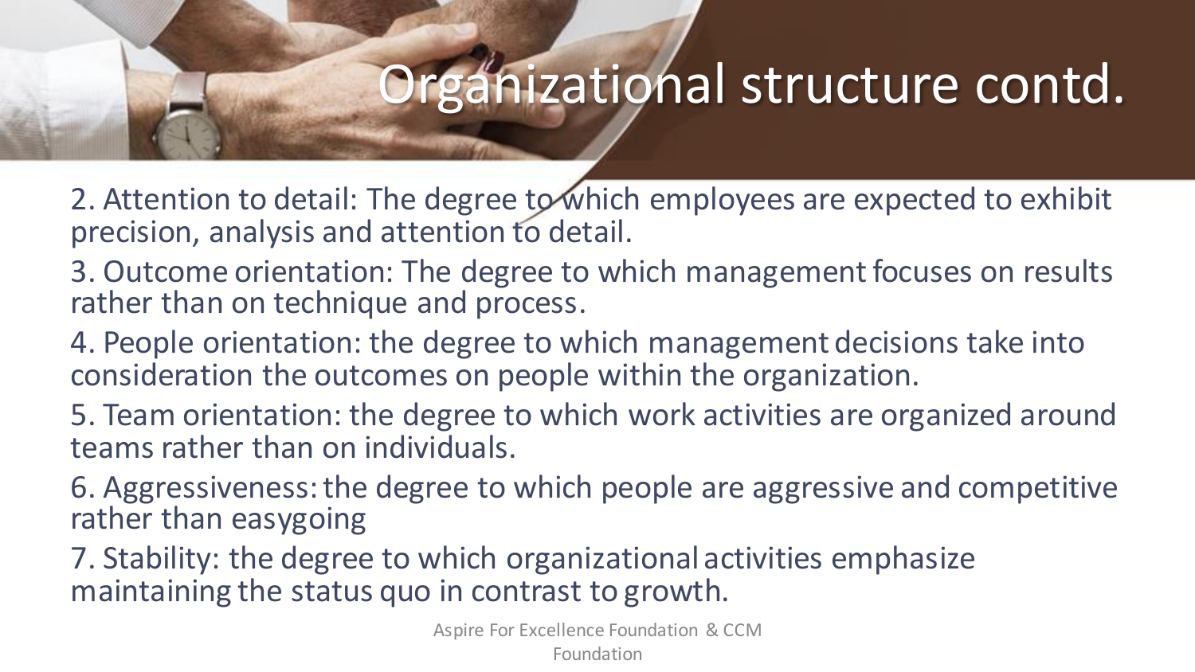# Organizational structure contd.

2. Attention to detail: The degree to which employees are expected to exhibit precision, analysis and attention to detail.

3. Outcome orientation: The degree to which management focuses on results rather than on technique and process.

4. People orientation: the degree to which management decisions take into consideration the outcomes on people within the organization.

5. Team orientation: the degree to which work activities are organized around teams rather than on individuals.

6. Aggressiveness: the degree to which people are aggressive and competitive rather than easygoing

7. Stability: the degree to which organizational activities emphasize maintaining the status quo in contrast to growth.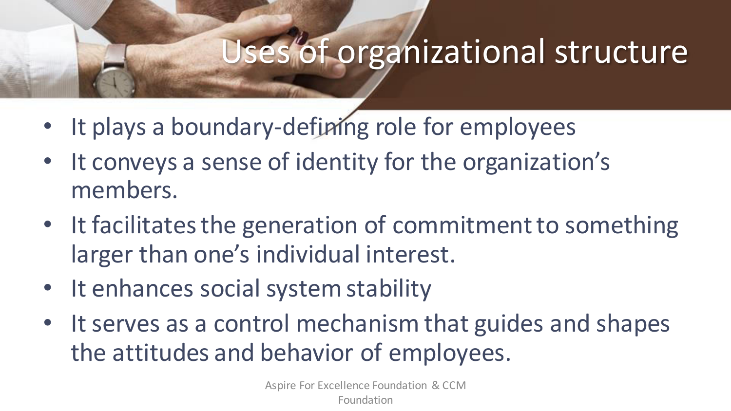# Uses of organizational structure

- It plays a boundary-defining role for employees
- It conveys a sense of identity for the organization's members.
- It facilitates the generation of commitment to something larger than one's individual interest.
- It enhances social system stability
- It serves as a control mechanism that guides and shapes the attitudes and behavior of employees.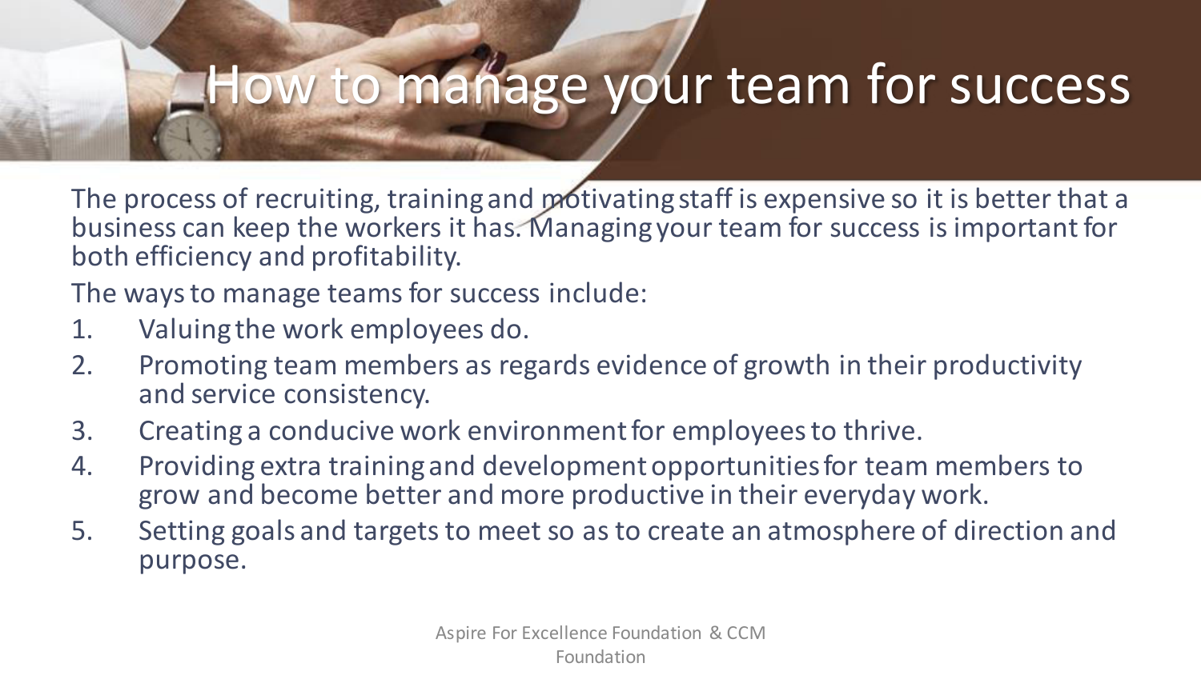# How to manage your team for success

The process of recruiting, training and motivating staff is expensive so it is better that a business can keep the workers it has. Managing your team for success is important for both efficiency and profitability.

The ways to manage teams for success include:

1. Valuing the work employees do.
2. Promoting team members as regards evidence of growth in their productivity and service consistency.
3. Creating a conducive work environment for employees to thrive.
4. Providing extra training and development opportunities for team members to grow and become better and more productive in their everyday work.
5. Setting goals and targets to meet so as to create an atmosphere of direction and purpose.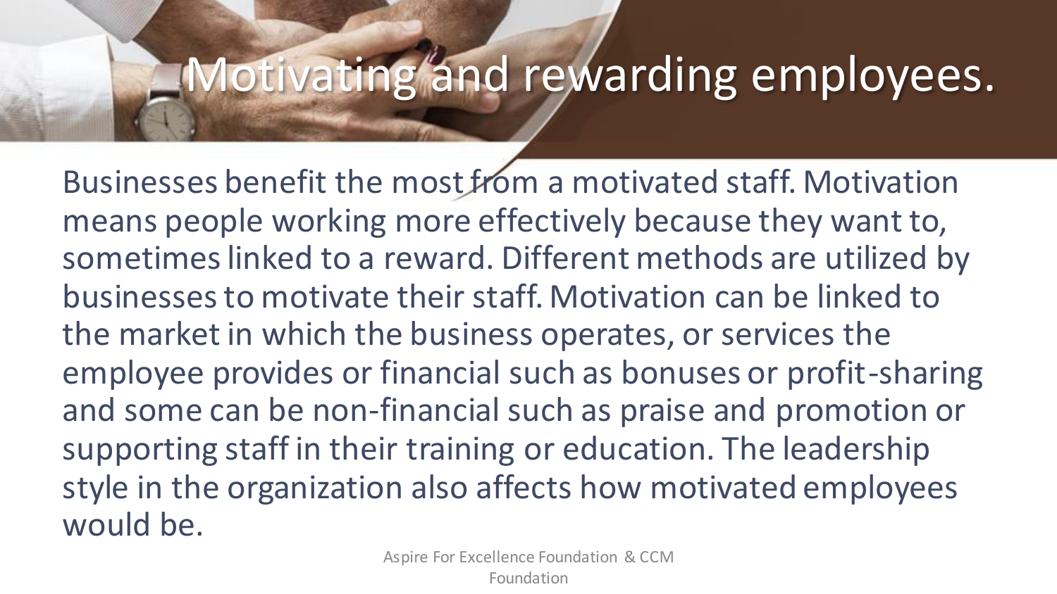# Motivating and rewarding employees.

Businesses benefit the most from a motivated staff. Motivation means people working more effectively because they want to, sometimes linked to a reward. Different methods are utilized by businesses to motivate their staff. Motivation can be linked to the market in which the business operates, or services the employee provides or financial such as bonuses or profit-sharing and some can be non-financial such as praise and promotion or supporting staff in their training or education. The leadership style in the organization also affects how motivated employees would be.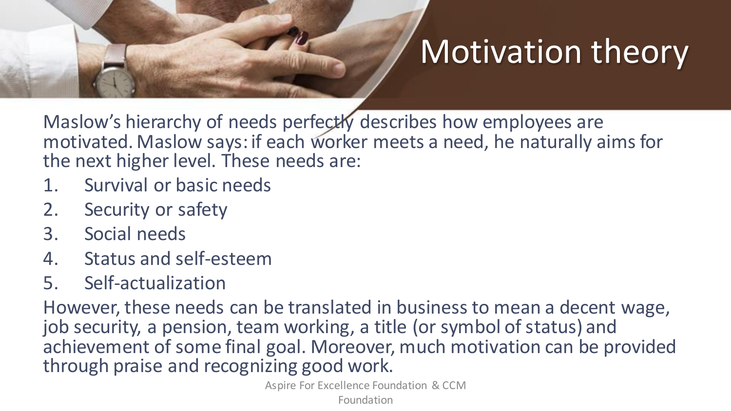# Motivation theory

Maslow's hierarchy of needs perfectly describes how employees are motivated. Maslow says: if each worker meets a need, he naturally aims for the next higher level. These needs are:

1. Survival or basic needs
2. Security or safety
3. Social needs
4. Status and self-esteem
5. Self-actualization

However, these needs can be translated in business to mean a decent wage, job security, a pension, team working, a title (or symbol of status) and achievement of some final goal. Moreover, much motivation can be provided through praise and recognizing good work.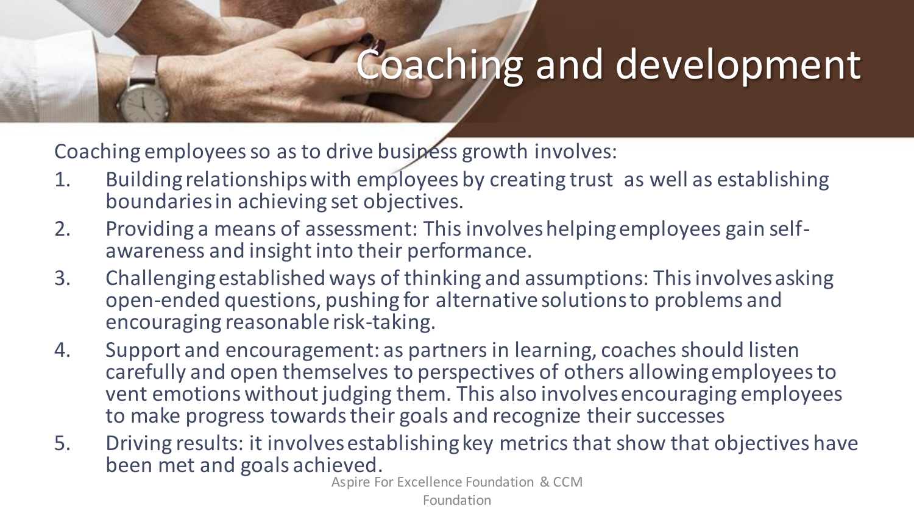# Coaching and development

Coaching employees so as to drive business growth involves:

1. Building relationships with employees by creating trust as well as establishing boundaries in achieving set objectives.
2. Providing a means of assessment: This involves helping employees gain self-awareness and insight into their performance.
3. Challenging established ways of thinking and assumptions: This involves asking open-ended questions, pushing for alternative solutions to problems and encouraging reasonable risk-taking.
4. Support and encouragement: as partners in learning, coaches should listen carefully and open themselves to perspectives of others allowing employees to vent emotions without judging them. This also involves encouraging employees to make progress towards their goals and recognize their successes
5. Driving results: it involves establishing key metrics that show that objectives have been met and goals achieved.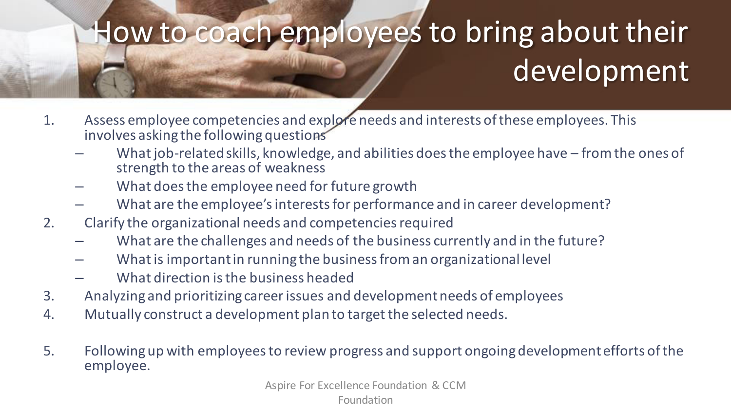# How to coach employees to bring about their development

1. Assess employee competencies and explore needs and interests of these employees. This involves asking the following questions
   - What job-related skills, knowledge, and abilities does the employee have – from the ones of strength to the areas of weakness
   - What does the employee need for future growth
   - What are the employee's interests for performance and in career development?
2. Clarify the organizational needs and competencies required
   - What are the challenges and needs of the business currently and in the future?
   - What is important in running the business from an organizational level
   - What direction is the business headed
3. Analyzing and prioritizing career issues and development needs of employees
4. Mutually construct a development plan to target the selected needs.
5. Following up with employees to review progress and support ongoing development efforts of the employee.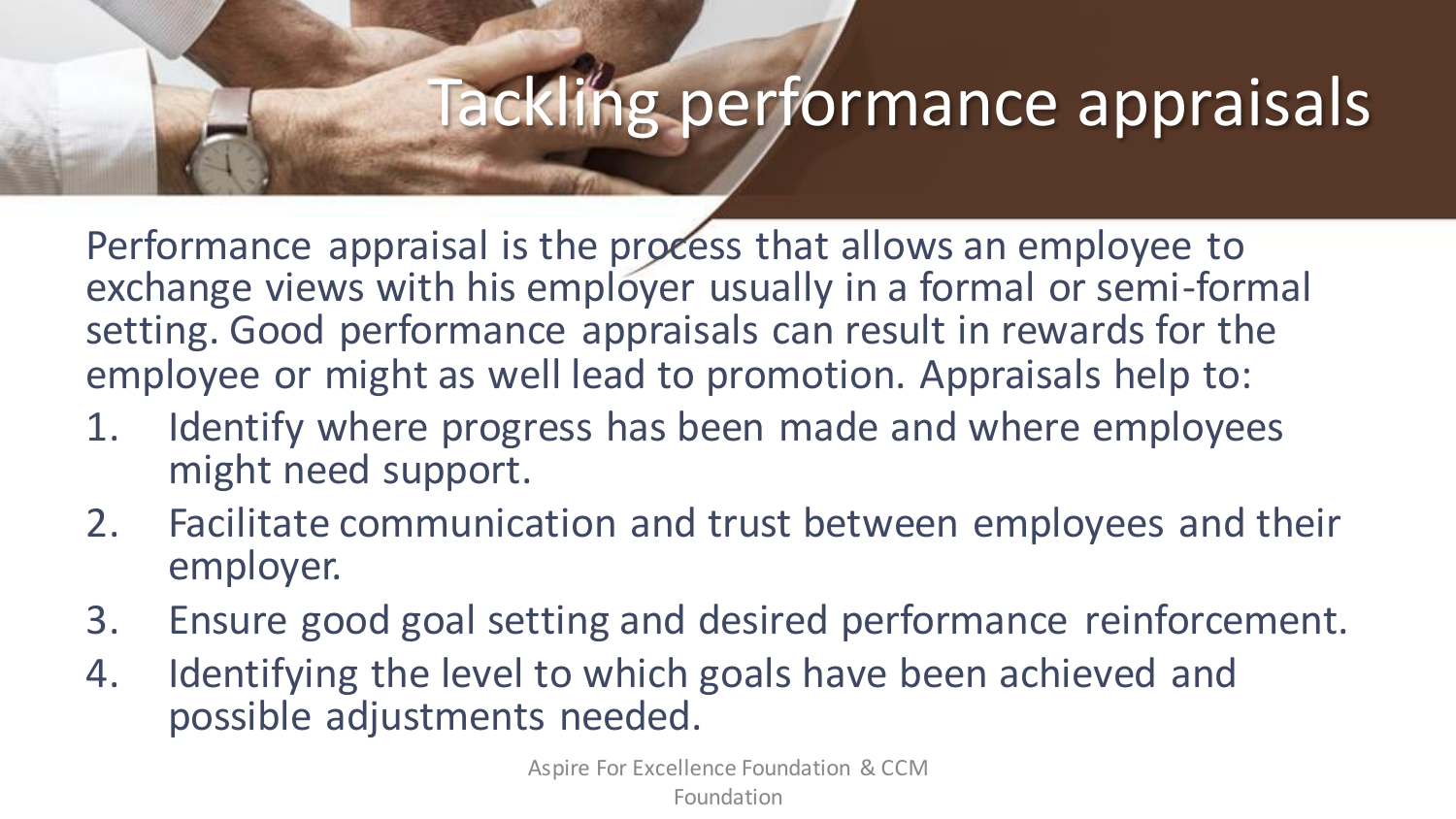# Tackling performance appraisals

Performance appraisal is the process that allows an employee to exchange views with his employer usually in a formal or semi-formal setting. Good performance appraisals can result in rewards for the employee or might as well lead to promotion. Appraisals help to:

1. Identify where progress has been made and where employees might need support.
2. Facilitate communication and trust between employees and their employer.
3. Ensure good goal setting and desired performance reinforcement.
4. Identifying the level to which goals have been achieved and possible adjustments needed.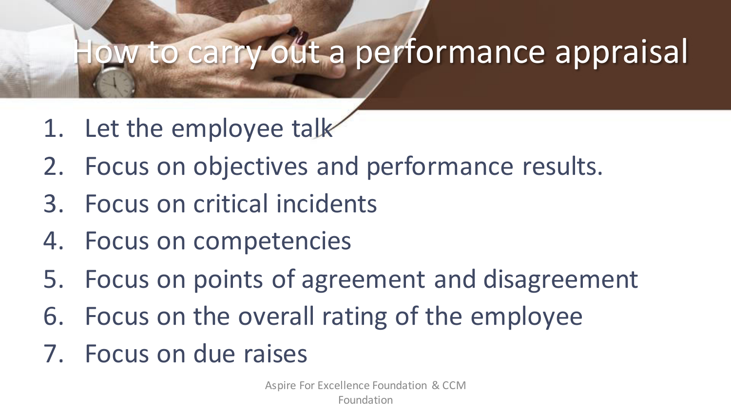# How to carry out a performance appraisal

1. Let the employee talk
2. Focus on objectives and performance results.
3. Focus on critical incidents
4. Focus on competencies
5. Focus on points of agreement and disagreement
6. Focus on the overall rating of the employee
7. Focus on due raises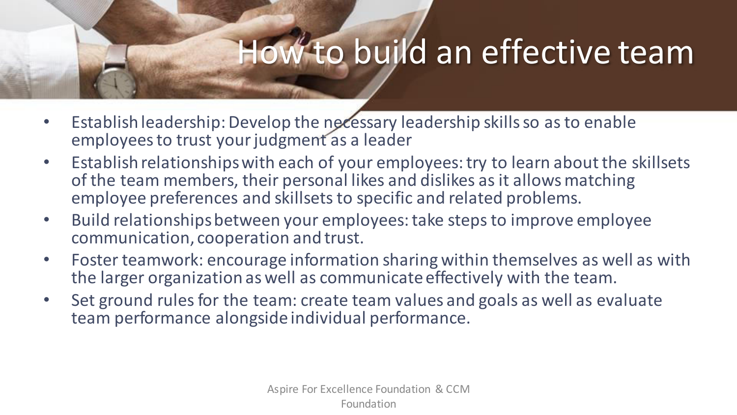# How to build an effective team

- Establish leadership: Develop the necessary leadership skills so as to enable employees to trust your judgment as a leader
- Establish relationships with each of your employees: try to learn about the skillsets of the team members, their personal likes and dislikes as it allows matching employee preferences and skillsets to specific and related problems.
- Build relationships between your employees: take steps to improve employee communication, cooperation and trust.
- Foster teamwork: encourage information sharing within themselves as well as with the larger organization as well as communicate effectively with the team.
- Set ground rules for the team: create team values and goals as well as evaluate team performance alongside individual performance.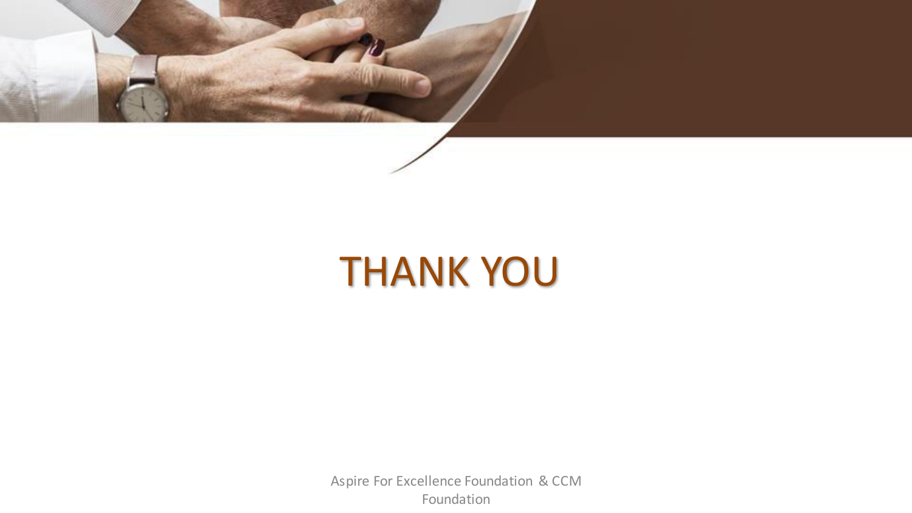# THANK YOU

Aspire For Excellence Foundation & CCM Foundation